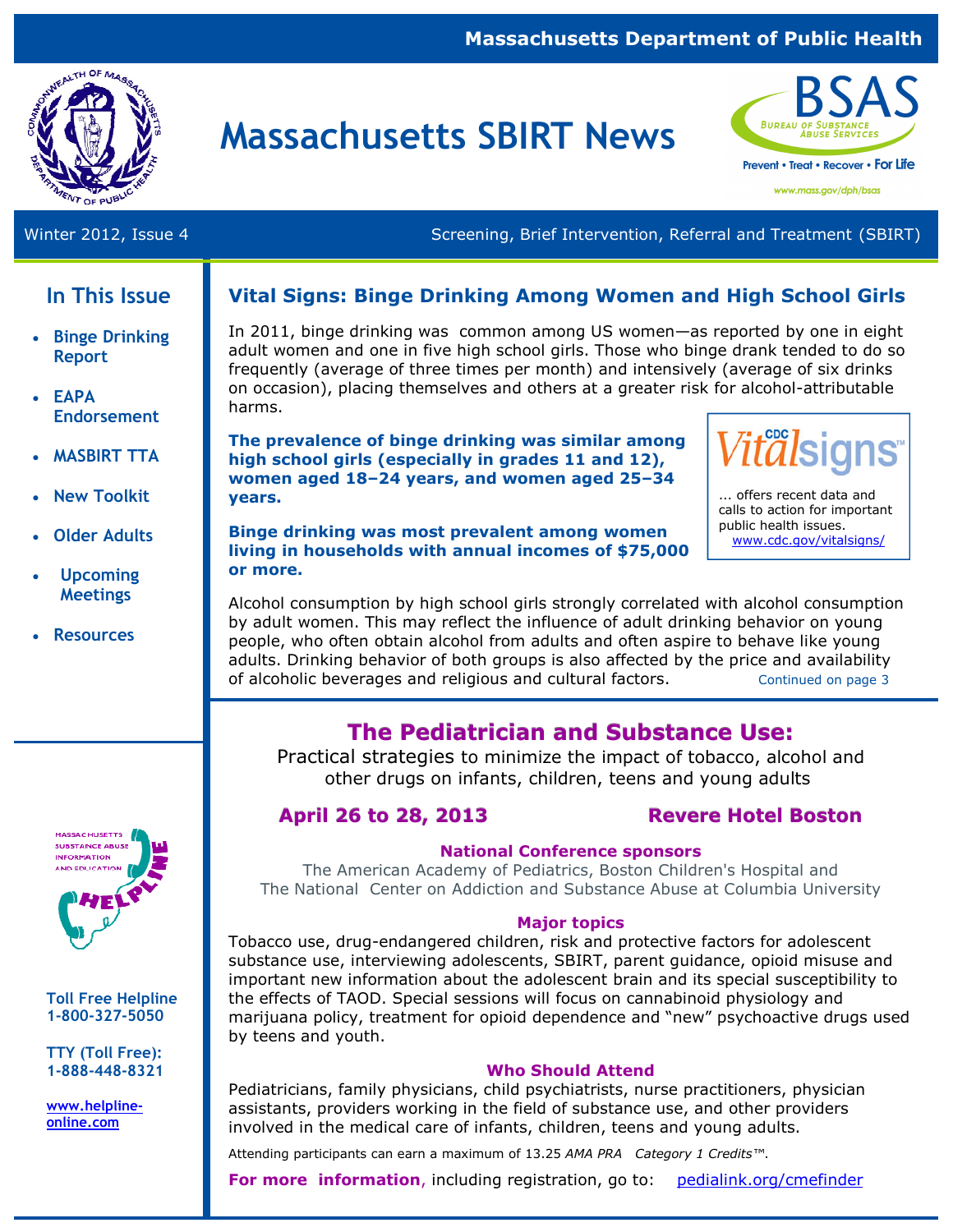Massachusetts Department of Public Health

# Massachusetts SBIRT News

BSAS — Bureau of Substance Abuse Services
Prevent • Treat • Recover • For Life
www.mass.gov/dph/bsas

Winter 2012, Issue 4 — Screening, Brief Intervention, Referral and Treatment (SBIRT)

## In This Issue

- Binge Drinking Report
- EAPA Endorsement
- MASBIRT TTA
- New Toolkit
- Older Adults
- Upcoming Meetings
- Resources

## Vital Signs: Binge Drinking Among Women and High School Girls

In 2011, binge drinking was common among US women—as reported by one in eight adult women and one in five high school girls. Those who binge drank tended to do so frequently (average of three times per month) and intensively (average of six drinks on occasion), placing themselves and others at a greater risk for alcohol-attributable harms.

**The prevalence of binge drinking was similar among high school girls (especially in grades 11 and 12), women aged 18–24 years, and women aged 25–34 years.**

**Binge drinking was most prevalent among women living in households with annual incomes of $75,000 or more.**

> CDC Vitalsigns™ ... offers recent data and calls to action for important public health issues. www.cdc.gov/vitalsigns/

Alcohol consumption by high school girls strongly correlated with alcohol consumption by adult women. This may reflect the influence of adult drinking behavior on young people, who often obtain alcohol from adults and often aspire to behave like young adults. Drinking behavior of both groups is also affected by the price and availability of alcoholic beverages and religious and cultural factors. Continued on page 3

## The Pediatrician and Substance Use:

Practical strategies to minimize the impact of tobacco, alcohol and other drugs on infants, children, teens and young adults

**April 26 to 28, 2013** — **Revere Hotel Boston**

### National Conference sponsors

The American Academy of Pediatrics, Boston Children's Hospital and The National Center on Addiction and Substance Abuse at Columbia University

### Major topics

Tobacco use, drug-endangered children, risk and protective factors for adolescent substance use, interviewing adolescents, SBIRT, parent guidance, opioid misuse and important new information about the adolescent brain and its special susceptibility to the effects of TAOD. Special sessions will focus on cannabinoid physiology and marijuana policy, treatment for opioid dependence and "new" psychoactive drugs used by teens and youth.

### Who Should Attend

Pediatricians, family physicians, child psychiatrists, nurse practitioners, physician assistants, providers working in the field of substance use, and other providers involved in the medical care of infants, children, teens and young adults.

Attending participants can earn a maximum of 13.25 *AMA PRA Category 1 Credits*™.

**For more information**, including registration, go to: pedialink.org/cmefinder

---

Massachusetts Substance Abuse Information and Education Helpline

**Toll Free Helpline 1-800-327-5050**

**TTY (Toll Free): 1-888-448-8321**

**www.helpline-online.com**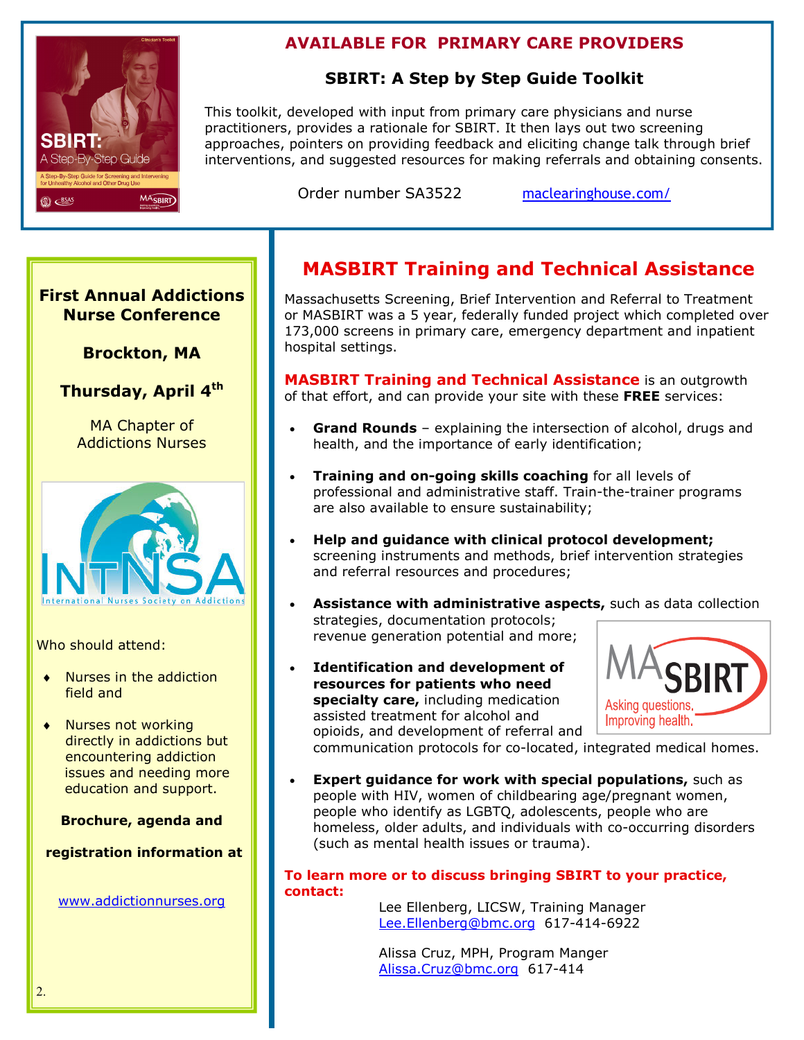## AVAILABLE FOR PRIMARY CARE PROVIDERS

### SBIRT: A Step by Step Guide Toolkit

This toolkit, developed with input from primary care physicians and nurse practitioners, provides a rationale for SBIRT. It then lays out two screening approaches, pointers on providing feedback and eliciting change talk through brief interventions, and suggested resources for making referrals and obtaining consents.

Order number SA3522 maclearinghouse.com/

## MASBIRT Training and Technical Assistance

Massachusetts Screening, Brief Intervention and Referral to Treatment or MASBIRT was a 5 year, federally funded project which completed over 173,000 screens in primary care, emergency department and inpatient hospital settings.

**MASBIRT Training and Technical Assistance** is an outgrowth of that effort, and can provide your site with these **FREE** services:

- **Grand Rounds** – explaining the intersection of alcohol, drugs and health, and the importance of early identification;
- **Training and on-going skills coaching** for all levels of professional and administrative staff. Train-the-trainer programs are also available to ensure sustainability;
- **Help and guidance with clinical protocol development;** screening instruments and methods, brief intervention strategies and referral resources and procedures;
- **Assistance with administrative aspects,** such as data collection strategies, documentation protocols; revenue generation potential and more;
- **Identification and development of resources for patients who need specialty care,** including medication assisted treatment for alcohol and opioids, and development of referral and communication protocols for co-located, integrated medical homes.
- **Expert guidance for work with special populations,** such as people with HIV, women of childbearing age/pregnant women, people who identify as LGBTQ, adolescents, people who are homeless, older adults, and individuals with co-occurring disorders (such as mental health issues or trauma).

MASBIRT — Asking questions, Improving health.

**To learn more or to discuss bringing SBIRT to your practice, contact:**

Lee Ellenberg, LICSW, Training Manager
Lee.Ellenberg@bmc.org 617-414-6922

Alissa Cruz, MPH, Program Manger
Alissa.Cruz@bmc.org 617-414

---

### First Annual Addictions Nurse Conference

**Brockton, MA**

**Thursday, April 4th**

MA Chapter of Addictions Nurses

IntNSA — International Nurses Society on Addictions

Who should attend:

- Nurses in the addiction field and
- Nurses not working directly in addictions but encountering addiction issues and needing more education and support.

**Brochure, agenda and registration information at**

www.addictionnurses.org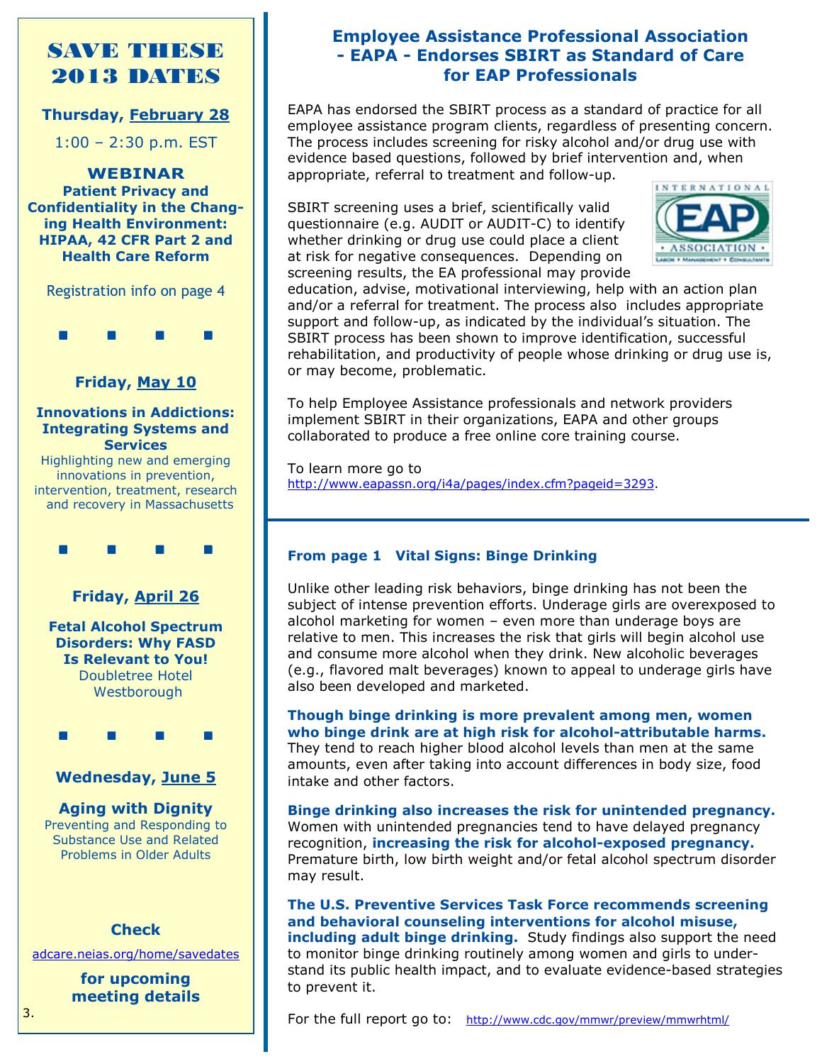# SAVE THESE 2013 DATES

**Thursday, February 28**

1:00 – 2:30 p.m. EST

**WEBINAR**
**Patient Privacy and Confidentiality in the Changing Health Environment: HIPAA, 42 CFR Part 2 and Health Care Reform**

Registration info on page 4

■ ■ ■ ■

**Friday, May 10**

**Innovations in Addictions: Integrating Systems and Services**
Highlighting new and emerging innovations in prevention, intervention, treatment, research and recovery in Massachusetts

■ ■ ■ ■

**Friday, April 26**

**Fetal Alcohol Spectrum Disorders: Why FASD Is Relevant to You!**
Doubletree Hotel
Westborough

■ ■ ■ ■

**Wednesday, June 5**

**Aging with Dignity**
Preventing and Responding to Substance Use and Related Problems in Older Adults

**Check**

adcare.neias.org/home/savedates

**for upcoming meeting details**

## Employee Assistance Professional Association - EAPA - Endorses SBIRT as Standard of Care for EAP Professionals

EAPA has endorsed the SBIRT process as a standard of practice for all employee assistance program clients, regardless of presenting concern. The process includes screening for risky alcohol and/or drug use with evidence based questions, followed by brief intervention and, when appropriate, referral to treatment and follow-up.

SBIRT screening uses a brief, scientifically valid questionnaire (e.g. AUDIT or AUDIT-C) to identify whether drinking or drug use could place a client at risk for negative consequences. Depending on screening results, the EA professional may provide education, advise, motivational interviewing, help with an action plan and/or a referral for treatment. The process also includes appropriate support and follow-up, as indicated by the individual's situation. The SBIRT process has been shown to improve identification, successful rehabilitation, and productivity of people whose drinking or drug use is, or may become, problematic.

To help Employee Assistance professionals and network providers implement SBIRT in their organizations, EAPA and other groups collaborated to produce a free online core training course.

To learn more go to http://www.eapassn.org/i4a/pages/index.cfm?pageid=3293.

### From page 1 Vital Signs: Binge Drinking

Unlike other leading risk behaviors, binge drinking has not been the subject of intense prevention efforts. Underage girls are overexposed to alcohol marketing for women – even more than underage boys are relative to men. This increases the risk that girls will begin alcohol use and consume more alcohol when they drink. New alcoholic beverages (e.g., flavored malt beverages) known to appeal to underage girls have also been developed and marketed.

**Though binge drinking is more prevalent among men, women who binge drink are at high risk for alcohol-attributable harms.** They tend to reach higher blood alcohol levels than men at the same amounts, even after taking into account differences in body size, food intake and other factors.

**Binge drinking also increases the risk for unintended pregnancy.** Women with unintended pregnancies tend to have delayed pregnancy recognition, **increasing the risk for alcohol-exposed pregnancy.** Premature birth, low birth weight and/or fetal alcohol spectrum disorder may result.

**The U.S. Preventive Services Task Force recommends screening and behavioral counseling interventions for alcohol misuse, including adult binge drinking.** Study findings also support the need to monitor binge drinking routinely among women and girls to understand its public health impact, and to evaluate evidence-based strategies to prevent it.

For the full report go to: http://www.cdc.gov/mmwr/preview/mmwrhtml/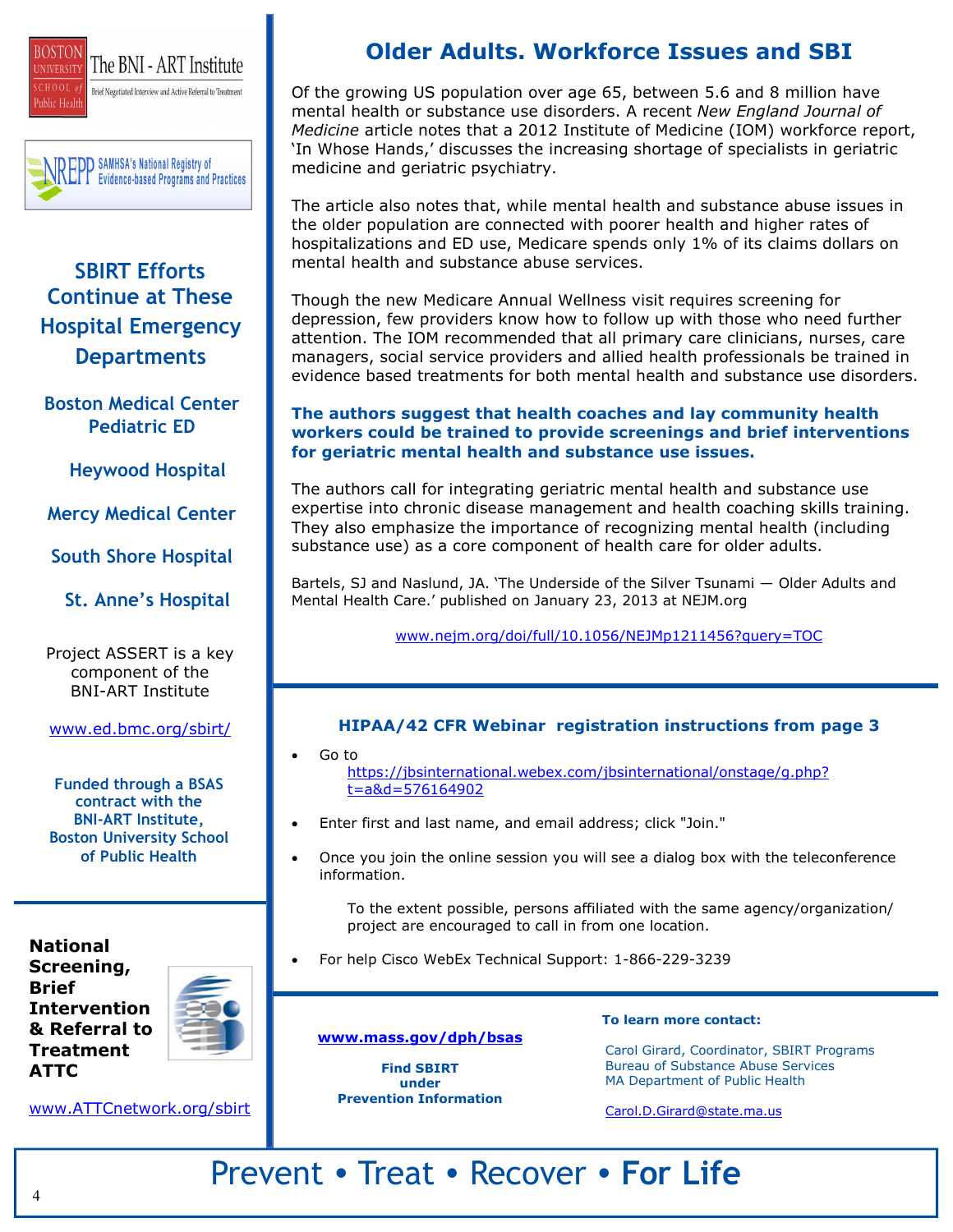# Older Adults. Workforce Issues and SBI

Of the growing US population over age 65, between 5.6 and 8 million have mental health or substance use disorders. A recent *New England Journal of Medicine* article notes that a 2012 Institute of Medicine (IOM) workforce report, 'In Whose Hands,' discusses the increasing shortage of specialists in geriatric medicine and geriatric psychiatry.

The article also notes that, while mental health and substance abuse issues in the older population are connected with poorer health and higher rates of hospitalizations and ED use, Medicare spends only 1% of its claims dollars on mental health and substance abuse services.

Though the new Medicare Annual Wellness visit requires screening for depression, few providers know how to follow up with those who need further attention. The IOM recommended that all primary care clinicians, nurses, care managers, social service providers and allied health professionals be trained in evidence based treatments for both mental health and substance use disorders.

**The authors suggest that health coaches and lay community health workers could be trained to provide screenings and brief interventions for geriatric mental health and substance use issues.**

The authors call for integrating geriatric mental health and substance use expertise into chronic disease management and health coaching skills training. They also emphasize the importance of recognizing mental health (including substance use) as a core component of health care for older adults.

Bartels, SJ and Naslund, JA. 'The Underside of the Silver Tsunami — Older Adults and Mental Health Care.' published on January 23, 2013 at NEJM.org

www.nejm.org/doi/full/10.1056/NEJMp1211456?query=TOC

### HIPAA/42 CFR Webinar registration instructions from page 3

- Go to https://jbsinternational.webex.com/jbsinternational/onstage/g.php?t=a&d=576164902
- Enter first and last name, and email address; click "Join."
- Once you join the online session you will see a dialog box with the teleconference information.

  To the extent possible, persons affiliated with the same agency/organization/project are encouraged to call in from one location.
- For help Cisco WebEx Technical Support: 1-866-229-3239

**www.mass.gov/dph/bsas**

**Find SBIRT under Prevention Information**

**To learn more contact:**

Carol Girard, Coordinator, SBIRT Programs
Bureau of Substance Abuse Services
MA Department of Public Health

Carol.D.Girard@state.ma.us

---

Boston University School of Public Health — The BNI - ART Institute — Brief Negotiated Interview and Active Referral to Treatment

NREPP — SAMHSA's National Registry of Evidence-based Programs and Practices

## SBIRT Efforts Continue at These Hospital Emergency Departments

**Boston Medical Center Pediatric ED**

**Heywood Hospital**

**Mercy Medical Center**

**South Shore Hospital**

**St. Anne's Hospital**

Project ASSERT is a key component of the BNI-ART Institute

www.ed.bmc.org/sbirt/

**Funded through a BSAS contract with the BNI-ART Institute, Boston University School of Public Health**

**National Screening, Brief Intervention & Referral to Treatment ATTC**

www.ATTCnetwork.org/sbirt

Prevent • Treat • Recover • **For Life**